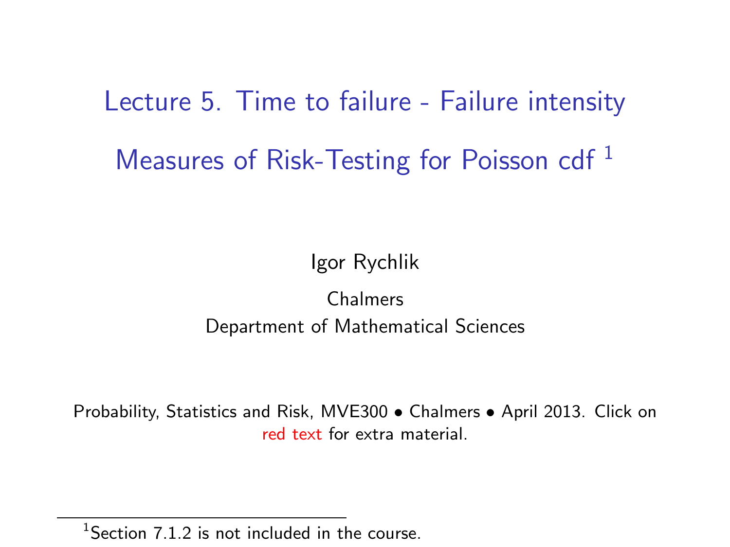# Lecture 5. Time to failure - Failure intensity

## Measures of Risk-Testing for Poisson cdf [1]

Igor Rychlik

Chalmers
Department of Mathematical Sciences

Probability, Statistics and Risk, MVE300 • Chalmers • April 2013. Click on red text for extra material.

[1] Section 7.1.2 is not included in the course.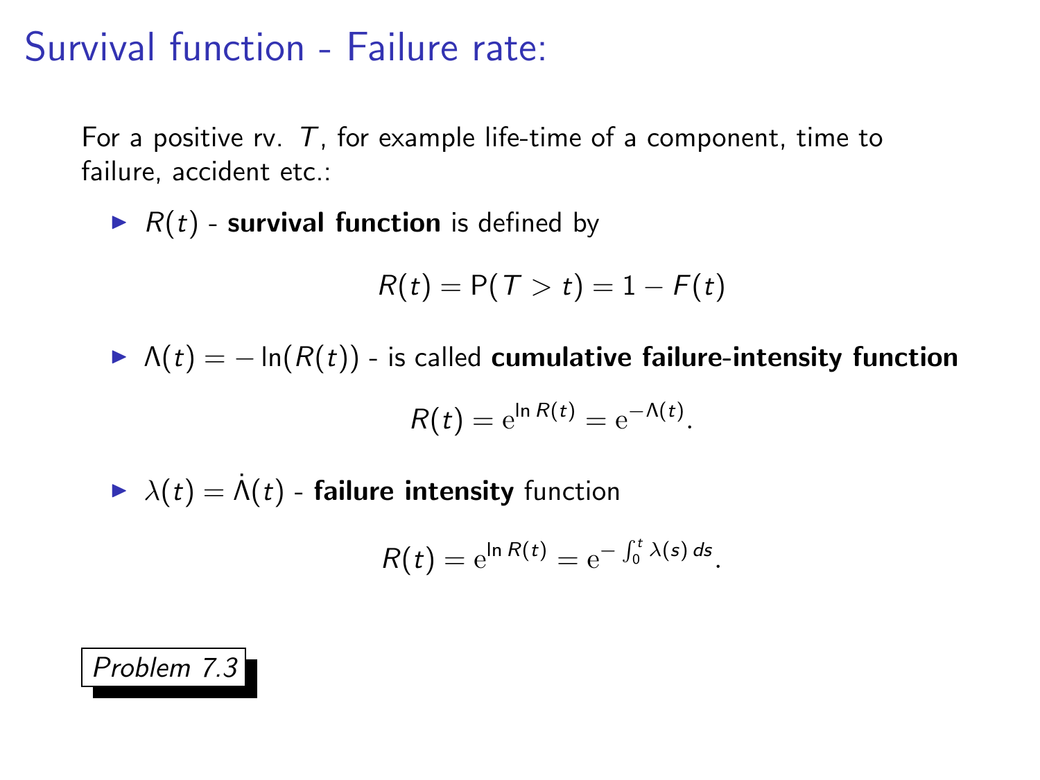# Survival function - Failure rate:

For a positive rv. $T$, for example life-time of a component, time to failure, accident etc.:

- $R(t)$ - **survival function** is defined by

$$R(t) = \mathrm{P}(T > t) = 1 - F(t)$$

- $\Lambda(t) = -\ln(R(t))$ - is called **cumulative failure-intensity function**

$$R(t) = \mathrm{e}^{\ln R(t)} = \mathrm{e}^{-\Lambda(t)}.$$

- $\lambda(t) = \dot{\Lambda}(t)$ - **failure intensity** function

$$R(t) = \mathrm{e}^{\ln R(t)} = \mathrm{e}^{-\int_0^t \lambda(s)\, ds}.$$

*Problem 7.3*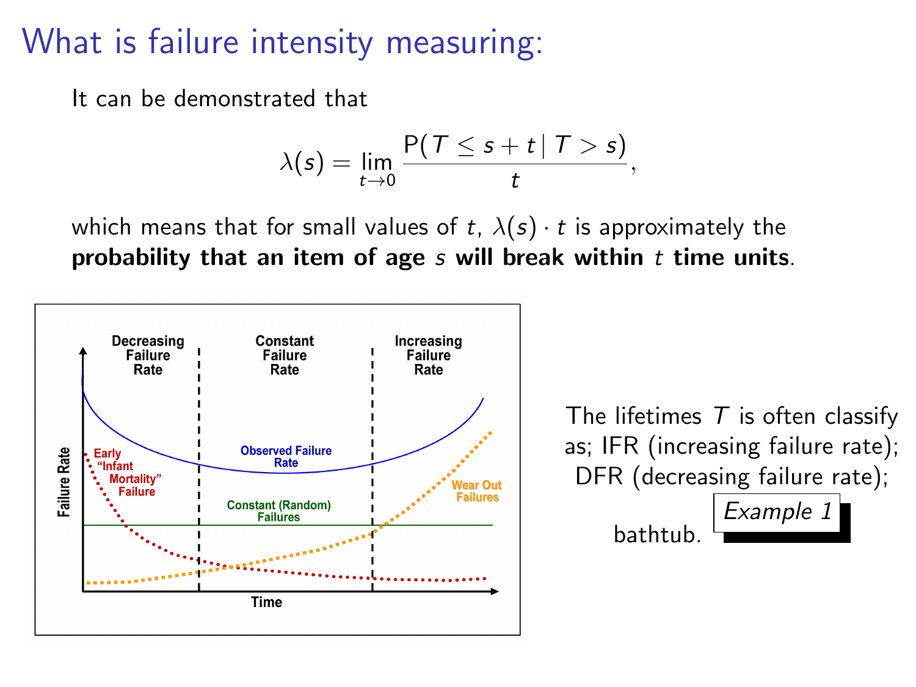# What is failure intensity measuring:

It can be demonstrated that

$$\lambda(s) = \lim_{t \to 0} \frac{\mathrm{P}(T \leq s + t \,|\, T > s)}{t},$$

which means that for small values of $t$, $\lambda(s) \cdot t$ is approximately the **probability that an item of age $s$ will break within $t$ time units**.

The lifetimes $T$ is often classify as; IFR (increasing failure rate); DFR (decreasing failure rate); bathtub.

*Example 1*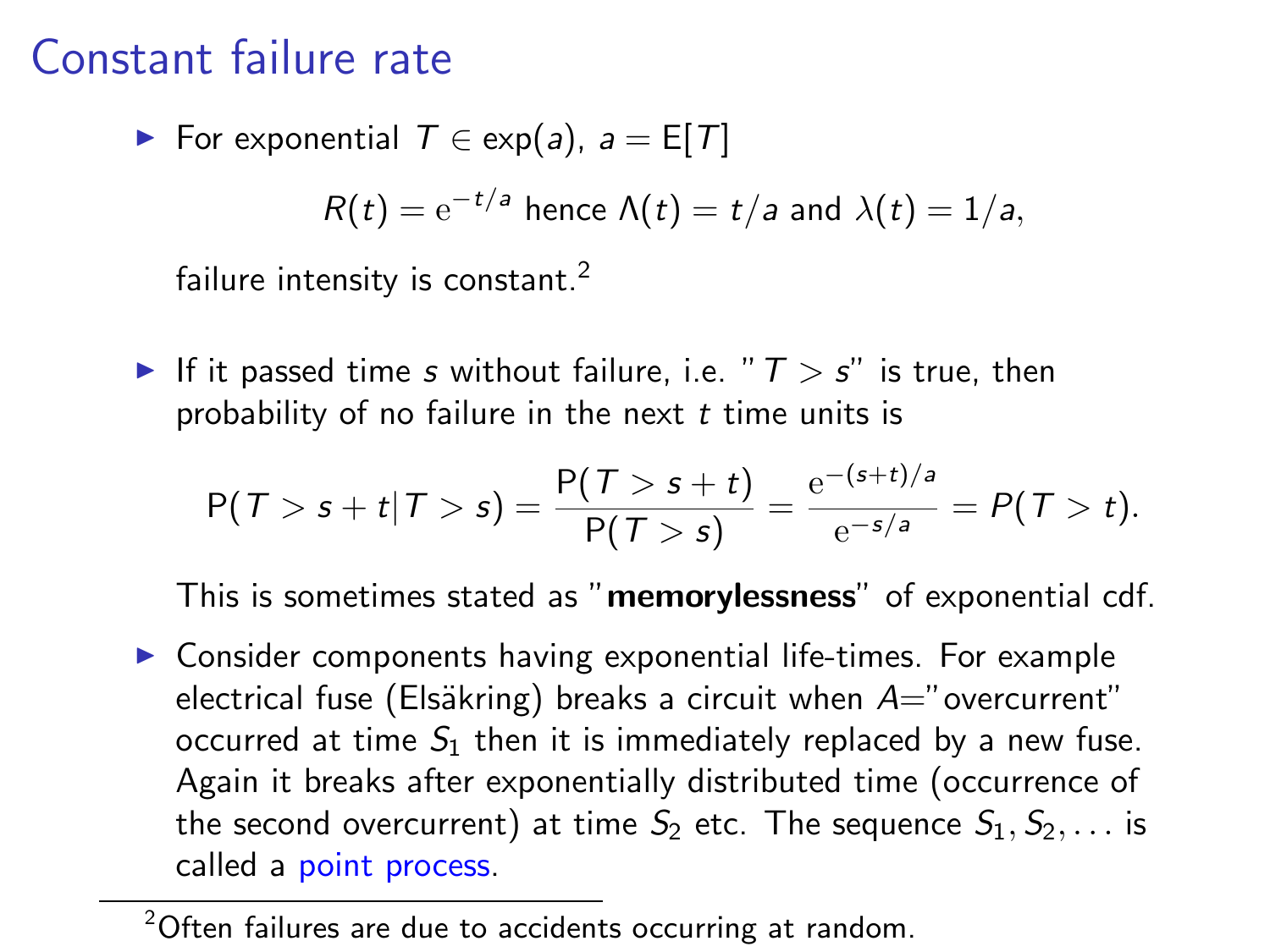# Constant failure rate

- For exponential $T \in \exp(a)$, $a = \mathrm{E}[T]$

$$R(t) = \mathrm{e}^{-t/a} \text{ hence } \Lambda(t) = t/a \text{ and } \lambda(t) = 1/a,$$

  failure intensity is constant.[2]

- If it passed time $s$ without failure, i.e. "$T > s$" is true, then probability of no failure in the next $t$ time units is

$$\mathrm{P}(T > s + t | T > s) = \frac{\mathrm{P}(T > s + t)}{\mathrm{P}(T > s)} = \frac{\mathrm{e}^{-(s+t)/a}}{\mathrm{e}^{-s/a}} = P(T > t).$$

  This is sometimes stated as "**memorylessness**" of exponential cdf.

- Consider components having exponential life-times. For example electrical fuse (Elsäkring) breaks a circuit when $A$="overcurrent" occurred at time $S_1$ then it is immediately replaced by a new fuse. Again it breaks after exponentially distributed time (occurrence of the second overcurrent) at time $S_2$ etc. The sequence $S_1, S_2, \ldots$ is called a point process.

---

[2] Often failures are due to accidents occurring at random.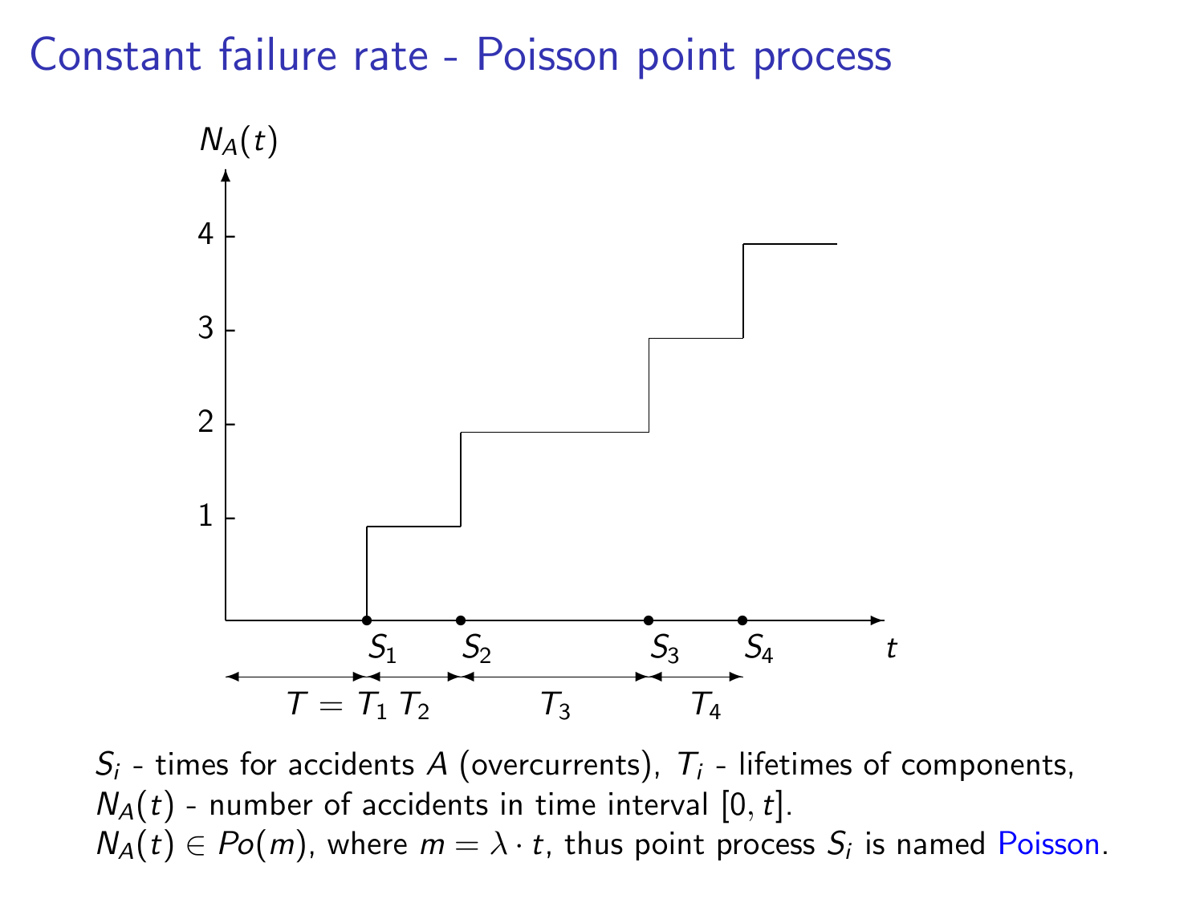# Constant failure rate - Poisson point process

$S_i$ - times for accidents $A$ (overcurrents), $T_i$ - lifetimes of components,
$N_A(t)$ - number of accidents in time interval $[0, t]$.
$N_A(t) \in Po(m)$, where $m = \lambda \cdot t$, thus point process $S_i$ is named Poisson.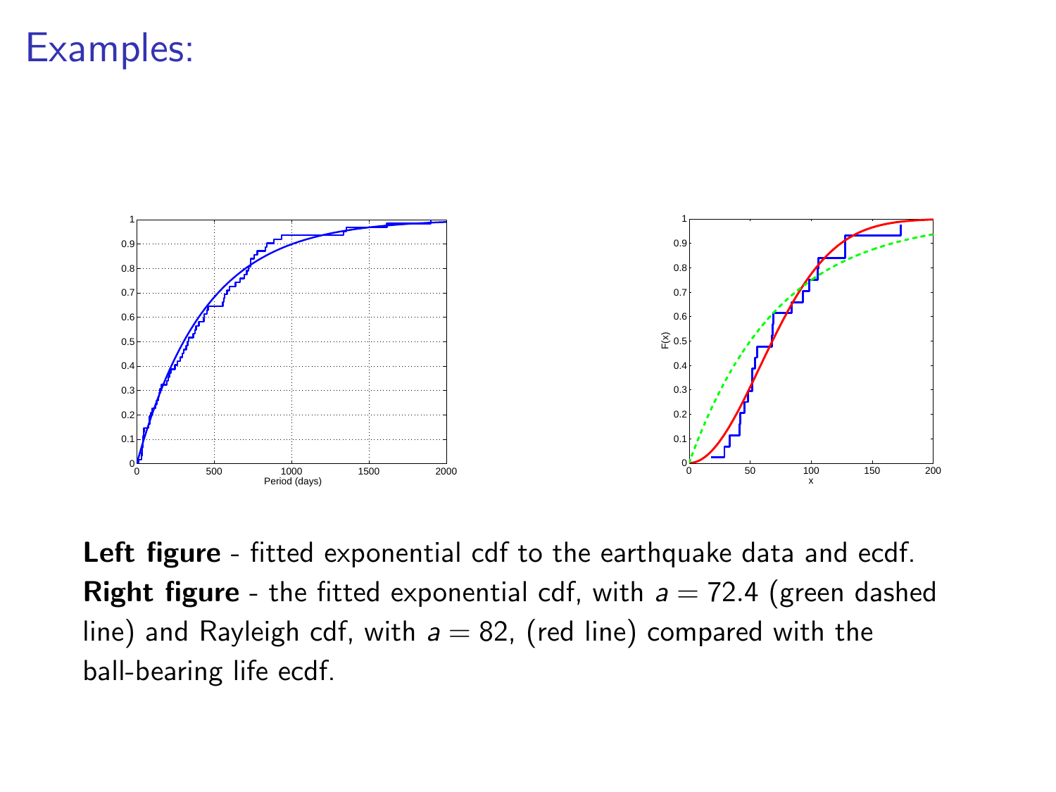# Examples:

**Left figure** - fitted exponential cdf to the earthquake data and ecdf.
**Right figure** - the fitted exponential cdf, with $a = 72.4$ (green dashed line) and Rayleigh cdf, with $a = 82$, (red line) compared with the ball-bearing life ecdf.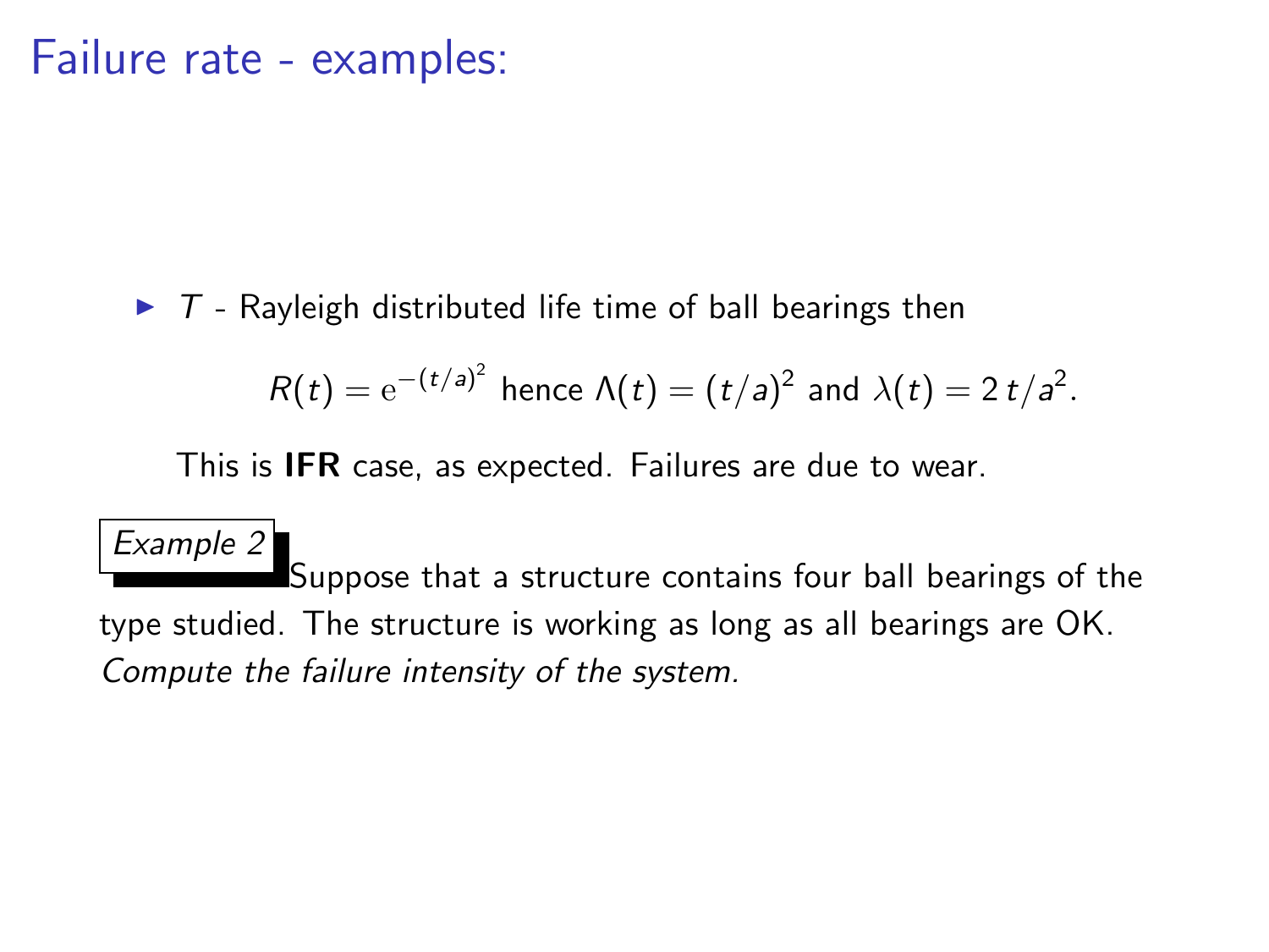# Failure rate - examples:

- $T$ - Rayleigh distributed life time of ball bearings then

$$R(t) = \mathrm{e}^{-(t/a)^2} \text{ hence } \Lambda(t) = (t/a)^2 \text{ and } \lambda(t) = 2\,t/a^2.$$

  This is **IFR** case, as expected. Failures are due to wear.

*Example 2* Suppose that a structure contains four ball bearings of the type studied. The structure is working as long as all bearings are OK. *Compute the failure intensity of the system.*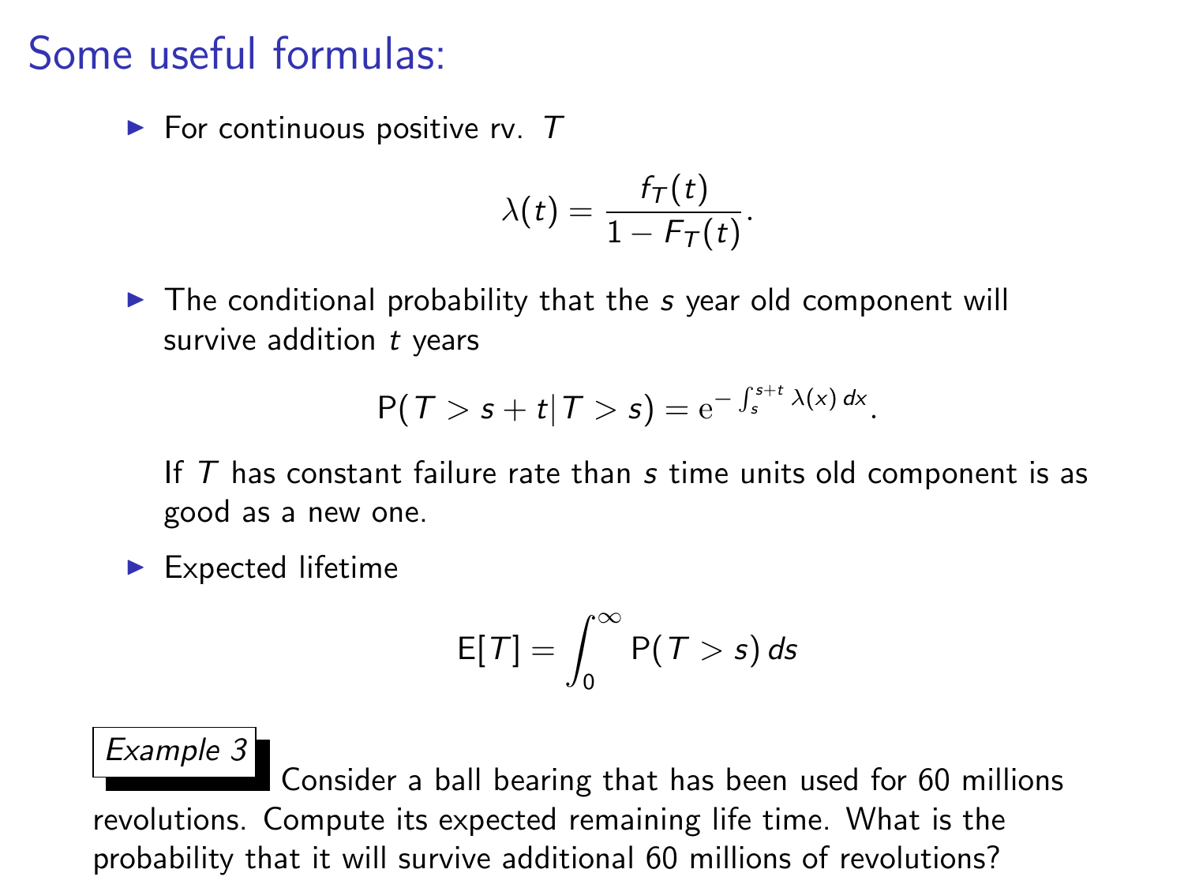# Some useful formulas:

- For continuous positive rv. $T$

$$\lambda(t) = \frac{f_T(t)}{1 - F_T(t)}.$$

- The conditional probability that the $s$ year old component will survive addition $t$ years

$$\mathrm{P}(T > s + t | T > s) = \mathrm{e}^{-\int_s^{s+t} \lambda(x)\, dx}.$$

  If $T$ has constant failure rate than $s$ time units old component is as good as a new one.

- Expected lifetime

$$\mathrm{E}[T] = \int_0^{\infty} \mathrm{P}(T > s)\, ds$$

*Example 3* Consider a ball bearing that has been used for 60 millions revolutions. Compute its expected remaining life time. What is the probability that it will survive additional 60 millions of revolutions?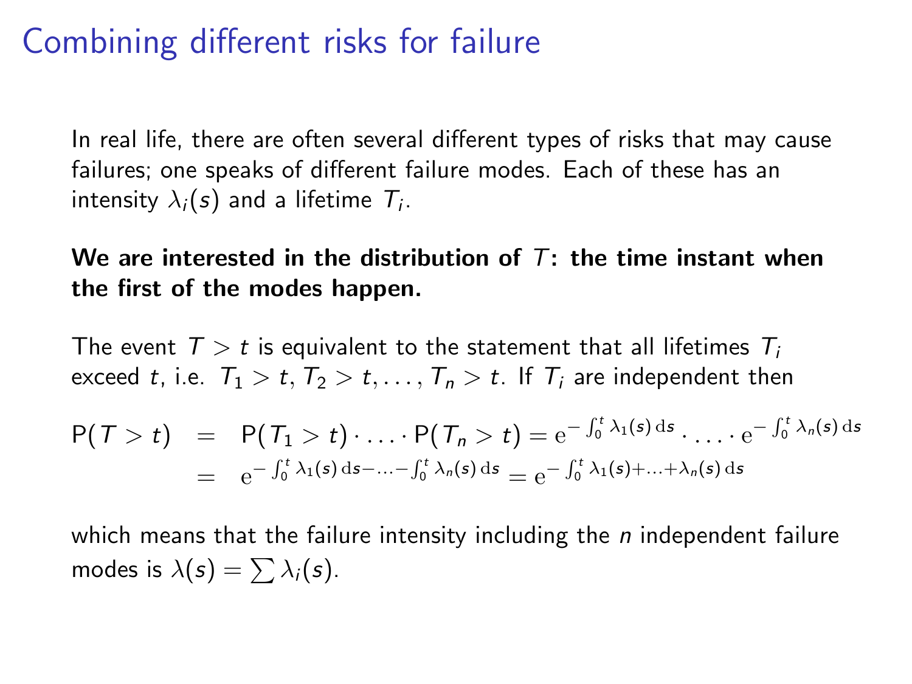# Combining different risks for failure

In real life, there are often several different types of risks that may cause failures; one speaks of different failure modes. Each of these has an intensity $\lambda_i(s)$ and a lifetime $T_i$.

**We are interested in the distribution of $T$: the time instant when the first of the modes happen.**

The event $T > t$ is equivalent to the statement that all lifetimes $T_i$ exceed $t$, i.e. $T_1 > t, T_2 > t, \ldots, T_n > t$. If $T_i$ are independent then

$$
\begin{aligned}
\mathrm{P}(T > t) &= \mathrm{P}(T_1 > t) \cdot \ldots \cdot \mathrm{P}(T_n > t) = \mathrm{e}^{-\int_0^t \lambda_1(s)\,\mathrm{d}s} \cdot \ldots \cdot \mathrm{e}^{-\int_0^t \lambda_n(s)\,\mathrm{d}s} \\
&= \mathrm{e}^{-\int_0^t \lambda_1(s)\,\mathrm{d}s - \ldots - \int_0^t \lambda_n(s)\,\mathrm{d}s} = \mathrm{e}^{-\int_0^t \lambda_1(s) + \ldots + \lambda_n(s)\,\mathrm{d}s}
\end{aligned}
$$

which means that the failure intensity including the $n$ independent failure modes is $\lambda(s) = \sum \lambda_i(s)$.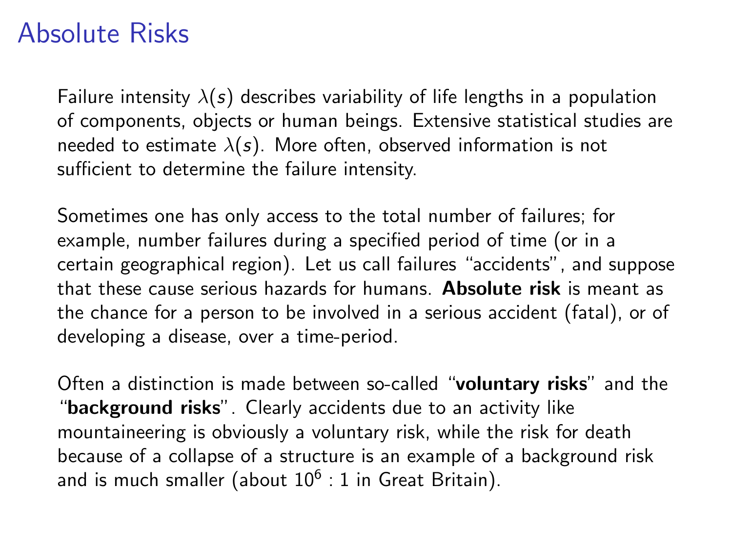# Absolute Risks

Failure intensity $\lambda(s)$ describes variability of life lengths in a population of components, objects or human beings. Extensive statistical studies are needed to estimate $\lambda(s)$. More often, observed information is not sufficient to determine the failure intensity.

Sometimes one has only access to the total number of failures; for example, number failures during a specified period of time (or in a certain geographical region). Let us call failures "accidents", and suppose that these cause serious hazards for humans. **Absolute risk** is meant as the chance for a person to be involved in a serious accident (fatal), or of developing a disease, over a time-period.

Often a distinction is made between so-called "**voluntary risks**" and the "**background risks**". Clearly accidents due to an activity like mountaineering is obviously a voluntary risk, while the risk for death because of a collapse of a structure is an example of a background risk and is much smaller (about $10^6 : 1$ in Great Britain).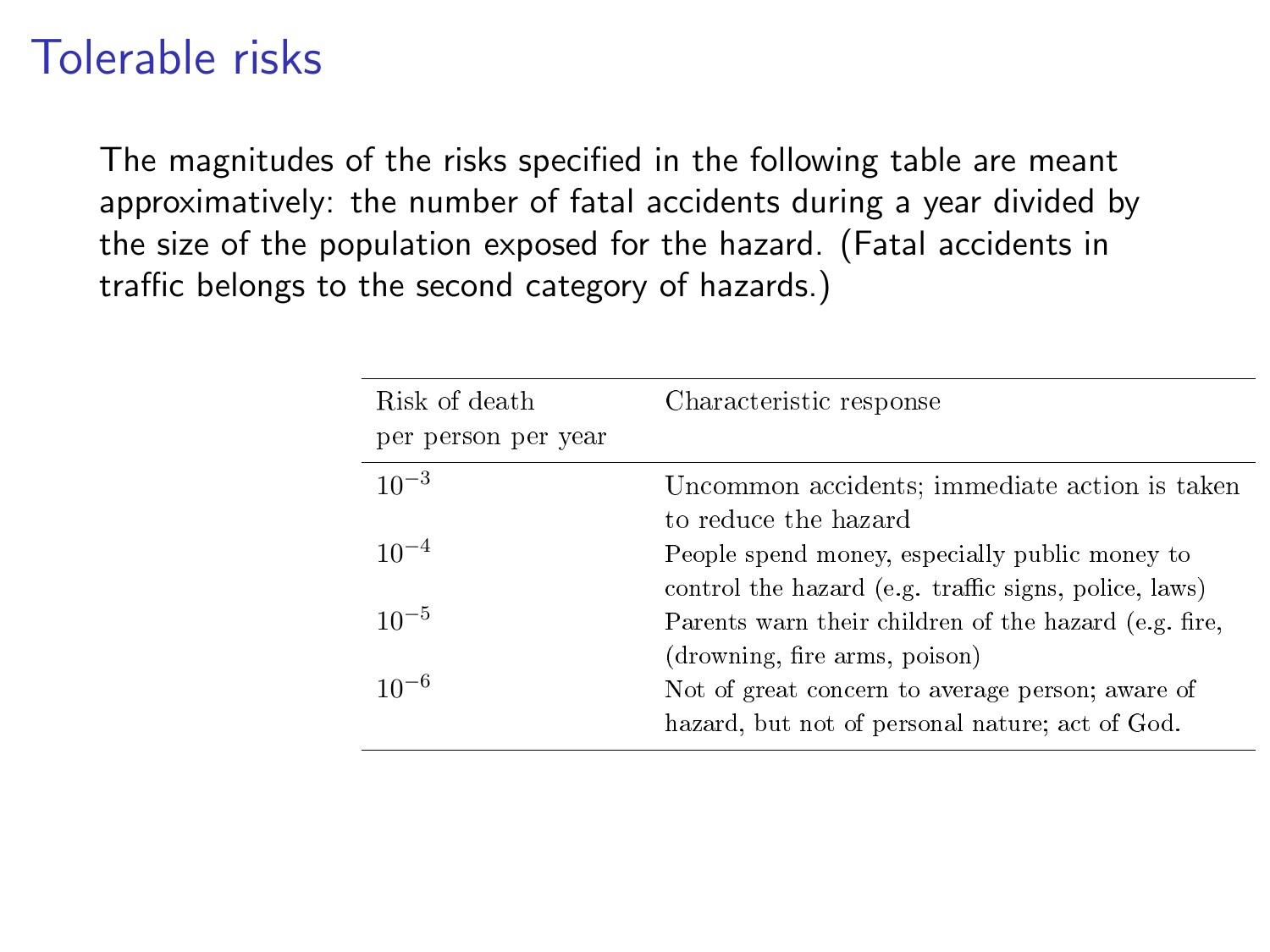# Tolerable risks

The magnitudes of the risks specified in the following table are meant approximatively: the number of fatal accidents during a year divided by the size of the population exposed for the hazard. (Fatal accidents in traffic belongs to the second category of hazards.)

| Risk of death per person per year | Characteristic response |
|---|---|
| $10^{-3}$ | Uncommon accidents; immediate action is taken to reduce the hazard |
| $10^{-4}$ | People spend money, especially public money to control the hazard (e.g. traffic signs, police, laws) |
| $10^{-5}$ | Parents warn their children of the hazard (e.g. fire, (drowning, fire arms, poison) |
| $10^{-6}$ | Not of great concern to average person; aware of hazard, but not of personal nature; act of God. |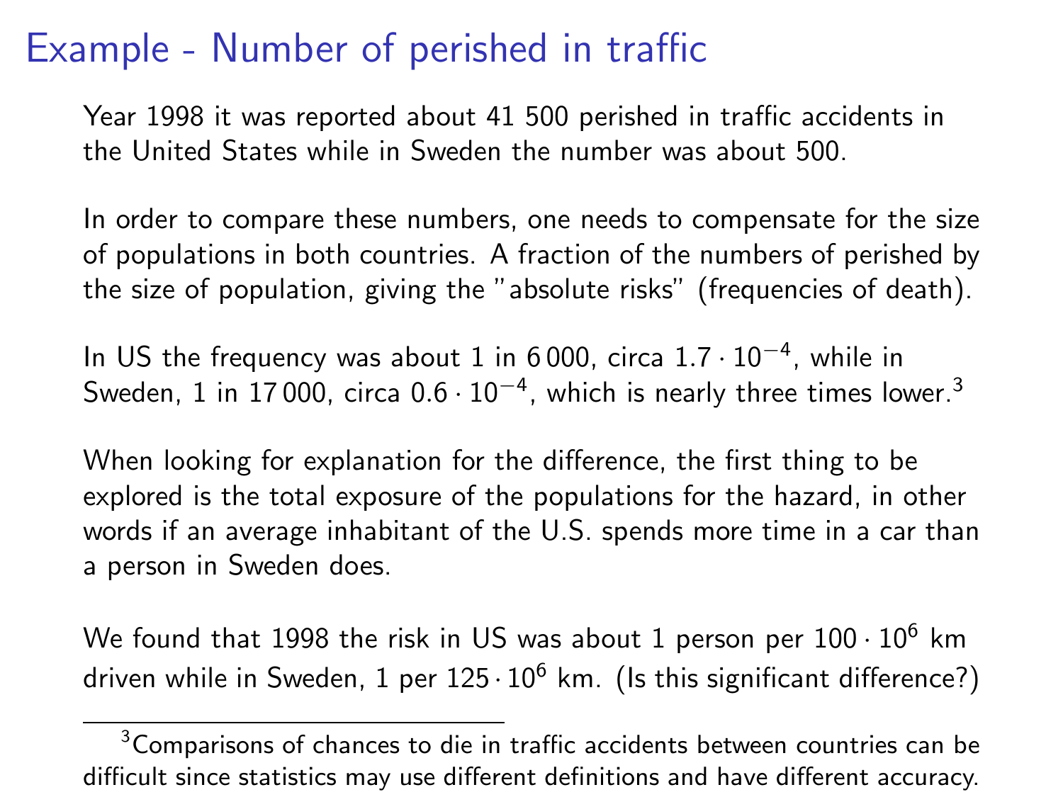# Example - Number of perished in traffic

Year 1998 it was reported about 41 500 perished in traffic accidents in the United States while in Sweden the number was about 500.

In order to compare these numbers, one needs to compensate for the size of populations in both countries. A fraction of the numbers of perished by the size of population, giving the "absolute risks" (frequencies of death).

In US the frequency was about 1 in 6 000, circa $1.7 \cdot 10^{-4}$, while in Sweden, 1 in 17 000, circa $0.6 \cdot 10^{-4}$, which is nearly three times lower.[3]

When looking for explanation for the difference, the first thing to be explored is the total exposure of the populations for the hazard, in other words if an average inhabitant of the U.S. spends more time in a car than a person in Sweden does.

We found that 1998 the risk in US was about 1 person per $100 \cdot 10^6$ km driven while in Sweden, 1 per $125 \cdot 10^6$ km. (Is this significant difference?)

---

[3] Comparisons of chances to die in traffic accidents between countries can be difficult since statistics may use different definitions and have different accuracy.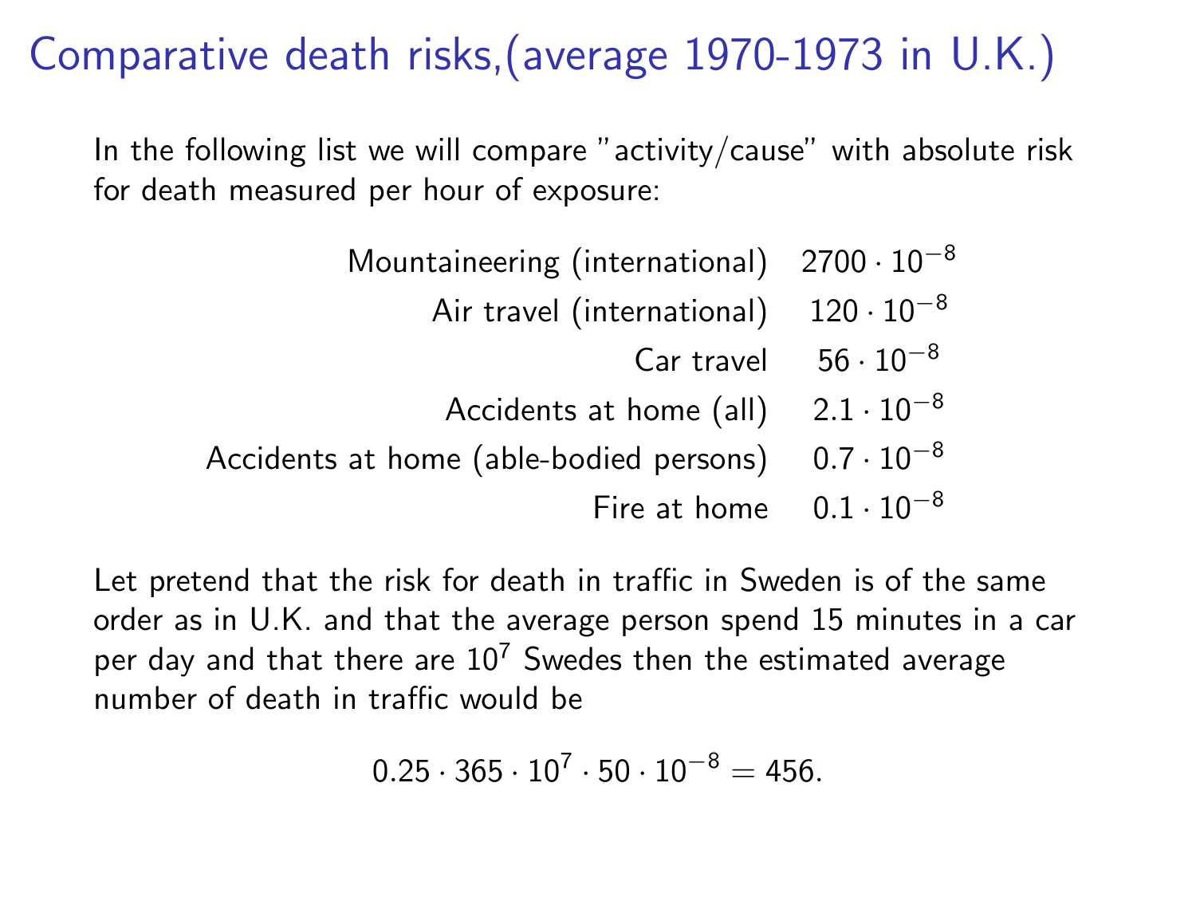# Comparative death risks,(average 1970-1973 in U.K.)

In the following list we will compare "activity/cause" with absolute risk for death measured per hour of exposure:

| Activity/cause | Risk |
| --- | --- |
| Mountaineering (international) | $2700 \cdot 10^{-8}$ |
| Air travel (international) | $120 \cdot 10^{-8}$ |
| Car travel | $56 \cdot 10^{-8}$ |
| Accidents at home (all) | $2.1 \cdot 10^{-8}$ |
| Accidents at home (able-bodied persons) | $0.7 \cdot 10^{-8}$ |
| Fire at home | $0.1 \cdot 10^{-8}$ |

Let pretend that the risk for death in traffic in Sweden is of the same order as in U.K. and that the average person spend 15 minutes in a car per day and that there are $10^7$ Swedes then the estimated average number of death in traffic would be

$$0.25 \cdot 365 \cdot 10^7 \cdot 50 \cdot 10^{-8} = 456.$$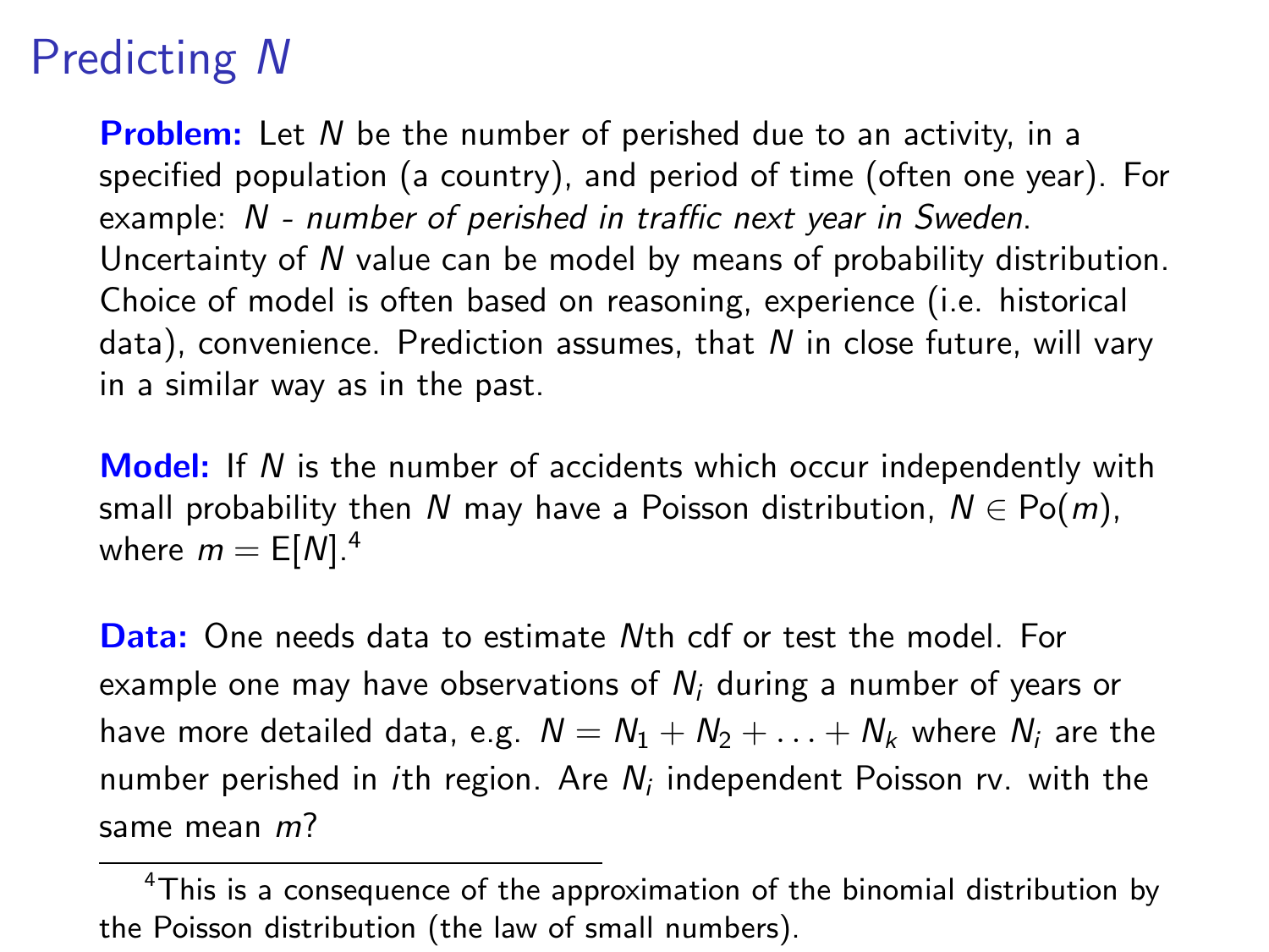# Predicting $N$

**Problem:** Let $N$ be the number of perished due to an activity, in a specified population (a country), and period of time (often one year). For example: *$N$ - number of perished in traffic next year in Sweden*. Uncertainty of $N$ value can be model by means of probability distribution. Choice of model is often based on reasoning, experience (i.e. historical data), convenience. Prediction assumes, that $N$ in close future, will vary in a similar way as in the past.

**Model:** If $N$ is the number of accidents which occur independently with small probability then $N$ may have a Poisson distribution, $N \in \text{Po}(m)$, where $m = \text{E}[N]$.[4]

**Data:** One needs data to estimate $N$th cdf or test the model. For example one may have observations of $N_i$ during a number of years or have more detailed data, e.g. $N = N_1 + N_2 + \ldots + N_k$ where $N_i$ are the number perished in $i$th region. Are $N_i$ independent Poisson rv. with the same mean $m$?

[4] This is a consequence of the approximation of the binomial distribution by the Poisson distribution (the law of small numbers).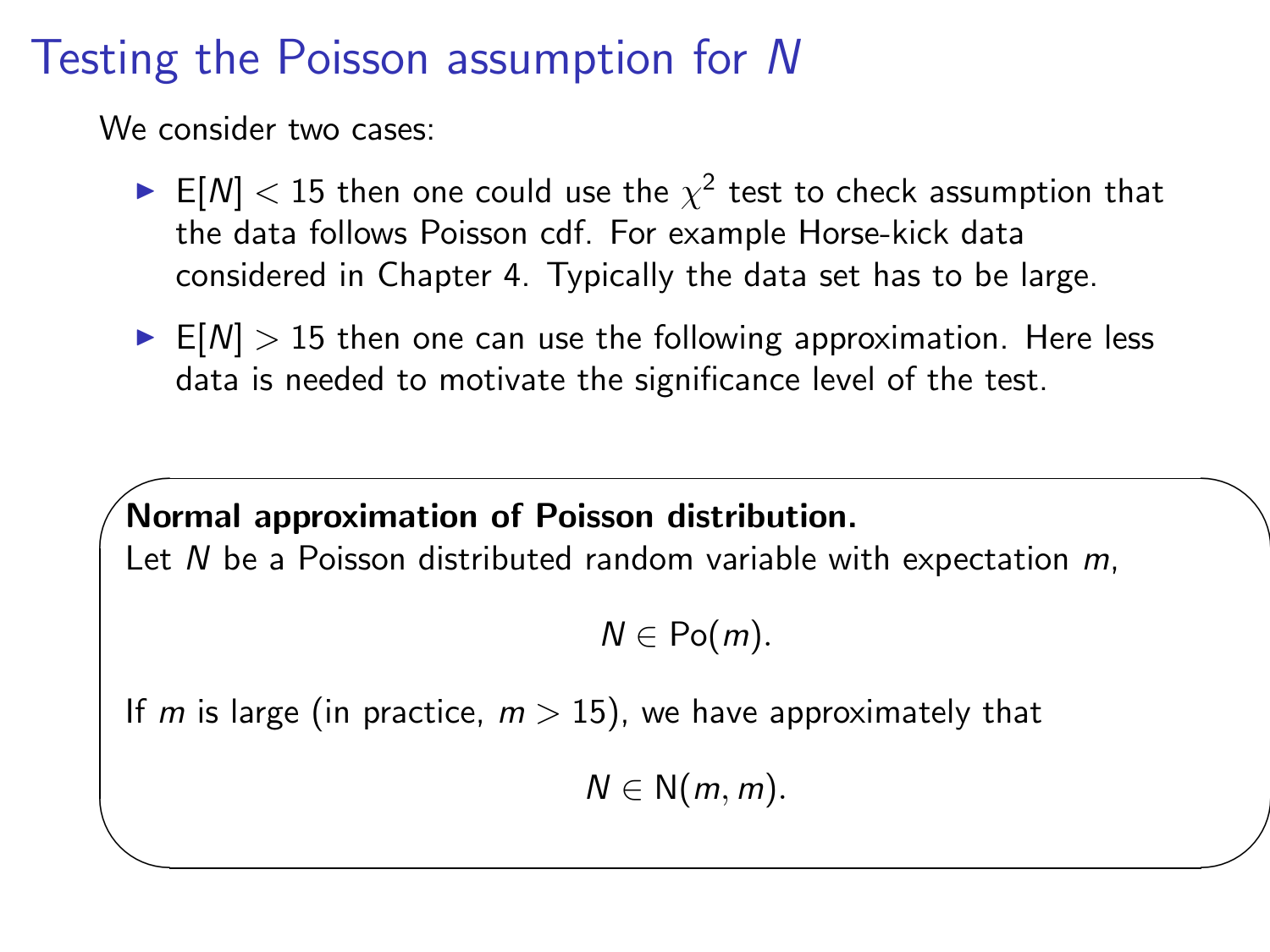# Testing the Poisson assumption for $N$

We consider two cases:

- $\mathsf{E}[N] < 15$ then one could use the $\chi^2$ test to check assumption that the data follows Poisson cdf. For example Horse-kick data considered in Chapter 4. Typically the data set has to be large.
- $\mathsf{E}[N] > 15$ then one can use the following approximation. Here less data is needed to motivate the significance level of the test.

**Normal approximation of Poisson distribution.**
Let $N$ be a Poisson distributed random variable with expectation $m$,

$$N \in \mathrm{Po}(m).$$

If $m$ is large (in practice, $m > 15$), we have approximately that

$$N \in \mathrm{N}(m, m).$$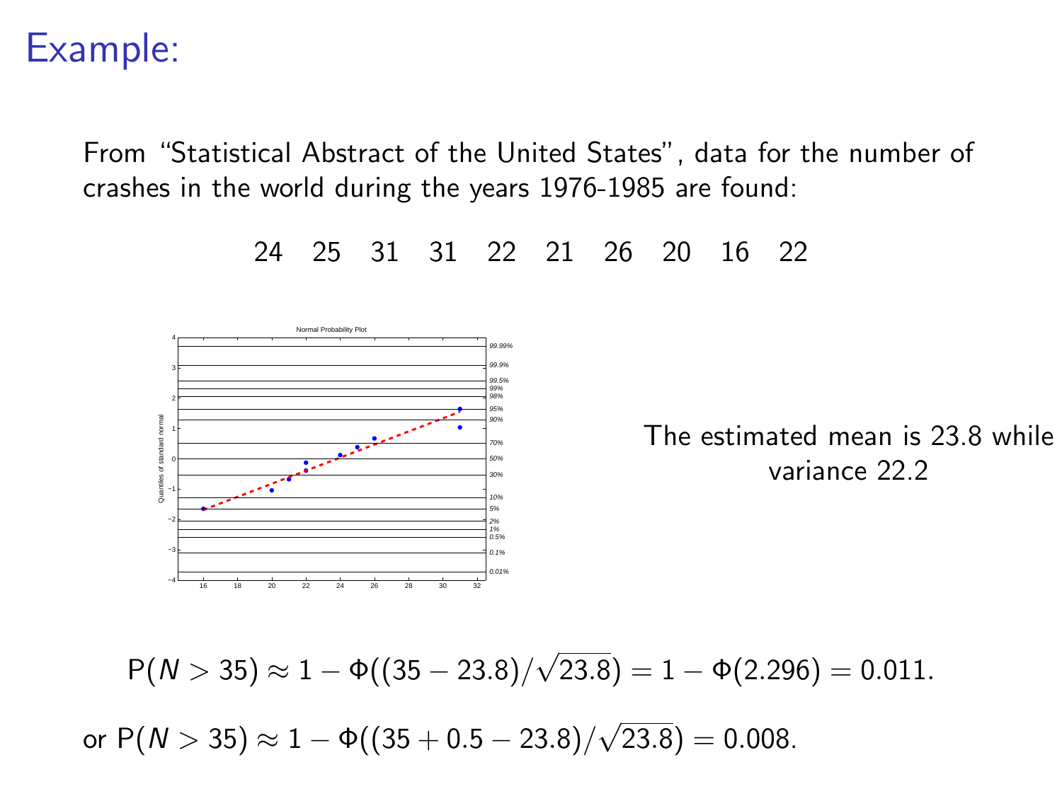# Example:

From "Statistical Abstract of the United States", data for the number of crashes in the world during the years 1976-1985 are found:

24 25 31 31 22 21 26 20 16 22

The estimated mean is 23.8 while variance 22.2

$$\mathsf{P}(N > 35) \approx 1 - \Phi((35 - 23.8)/\sqrt{23.8}) = 1 - \Phi(2.296) = 0.011.$$

or $\mathsf{P}(N > 35) \approx 1 - \Phi((35 + 0.5 - 23.8)/\sqrt{23.8}) = 0.008.$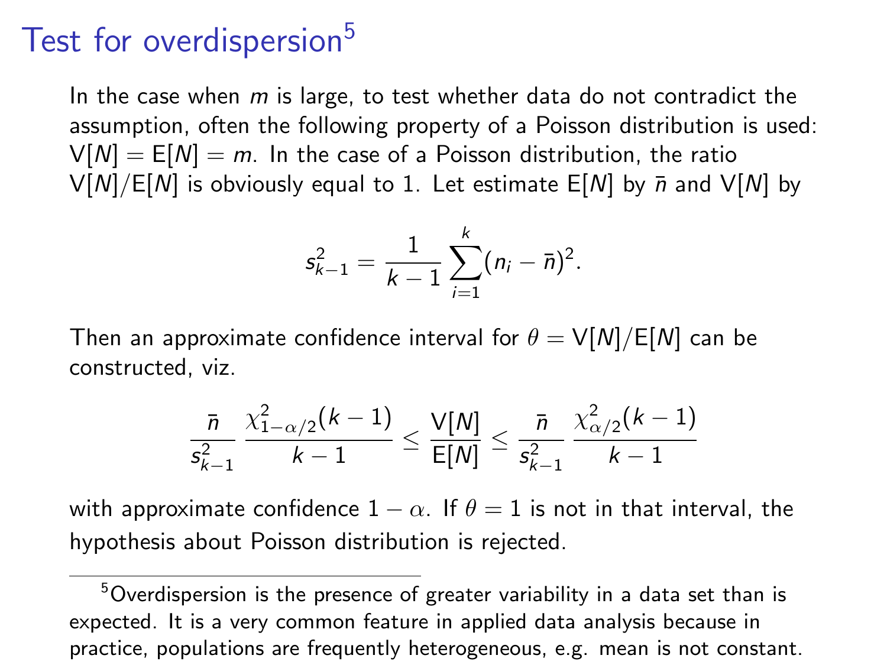# Test for overdispersion[5]

In the case when $m$ is large, to test whether data do not contradict the assumption, often the following property of a Poisson distribution is used: $\mathsf{V}[N] = \mathsf{E}[N] = m$. In the case of a Poisson distribution, the ratio $\mathsf{V}[N]/\mathsf{E}[N]$ is obviously equal to 1. Let estimate $\mathsf{E}[N]$ by $\bar{n}$ and $\mathsf{V}[N]$ by

$$s_{k-1}^2 = \frac{1}{k-1}\sum_{i=1}^{k}(n_i - \bar{n})^2.$$

Then an approximate confidence interval for $\theta = \mathsf{V}[N]/\mathsf{E}[N]$ can be constructed, viz.

$$\frac{\bar{n}}{s_{k-1}^2}\,\frac{\chi^2_{1-\alpha/2}(k-1)}{k-1} \leq \frac{\mathsf{V}[N]}{\mathsf{E}[N]} \leq \frac{\bar{n}}{s_{k-1}^2}\,\frac{\chi^2_{\alpha/2}(k-1)}{k-1}$$

with approximate confidence $1-\alpha$. If $\theta = 1$ is not in that interval, the hypothesis about Poisson distribution is rejected.

---

[5] Overdispersion is the presence of greater variability in a data set than is expected. It is a very common feature in applied data analysis because in practice, populations are frequently heterogeneous, e.g. mean is not constant.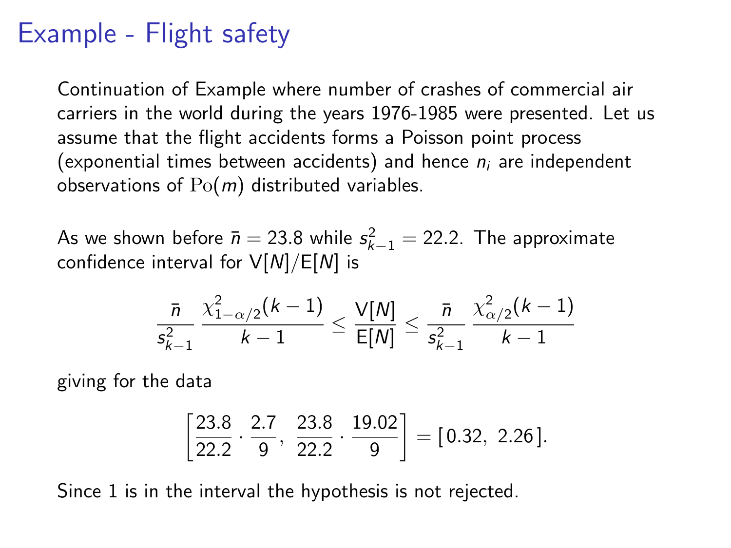# Example - Flight safety

Continuation of Example where number of crashes of commercial air carriers in the world during the years 1976-1985 were presented. Let us assume that the flight accidents forms a Poisson point process (exponential times between accidents) and hence $n_i$ are independent observations of $\mathrm{Po}(m)$ distributed variables.

As we shown before $\bar{n} = 23.8$ while $s_{k-1}^2 = 22.2$. The approximate confidence interval for $\mathsf{V}[N]/\mathsf{E}[N]$ is

$$\frac{\bar{n}}{s_{k-1}^2} \, \frac{\chi^2_{1-\alpha/2}(k-1)}{k-1} \leq \frac{\mathsf{V}[N]}{\mathsf{E}[N]} \leq \frac{\bar{n}}{s_{k-1}^2} \, \frac{\chi^2_{\alpha/2}(k-1)}{k-1}$$

giving for the data

$$\left[\frac{23.8}{22.2} \cdot \frac{2.7}{9}, \; \frac{23.8}{22.2} \cdot \frac{19.02}{9}\right] = [\,0.32, \; 2.26\,].$$

Since 1 is in the interval the hypothesis is not rejected.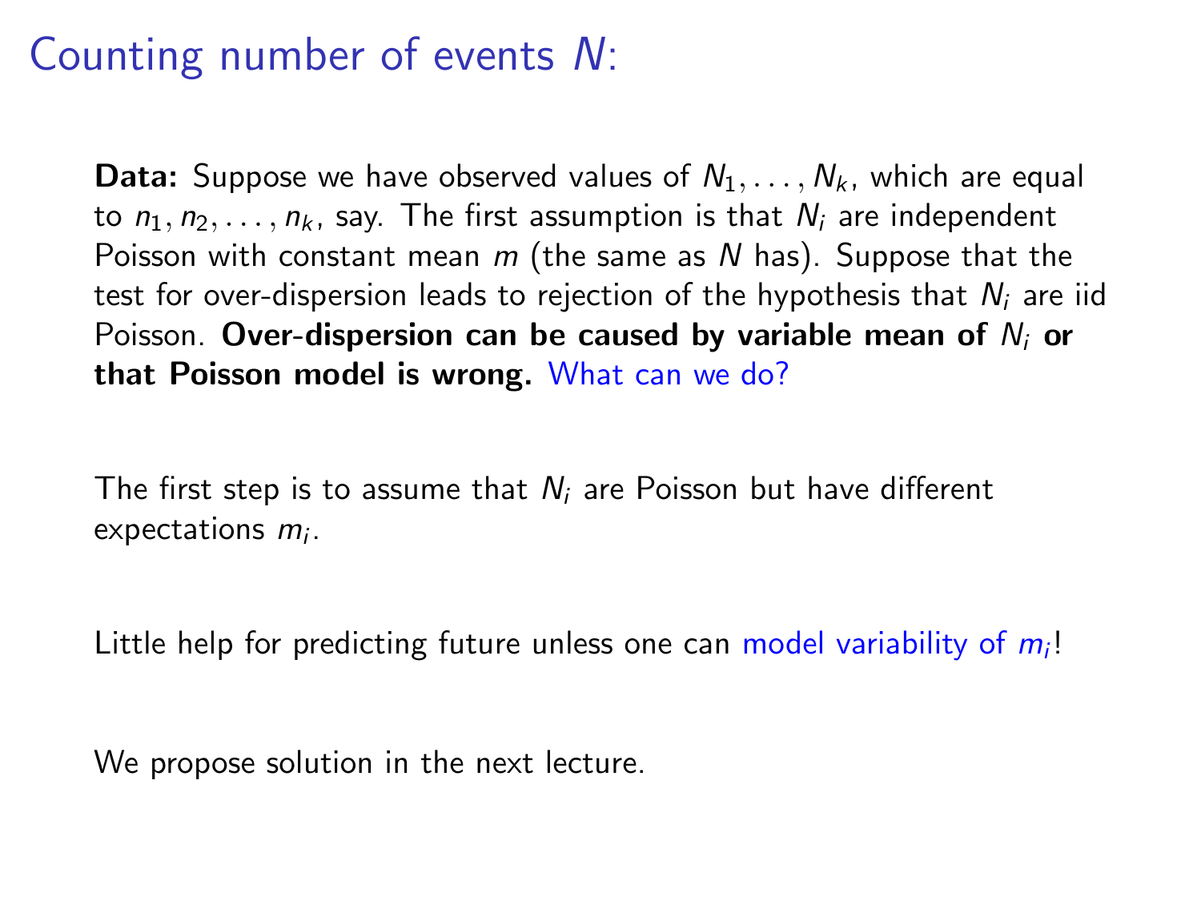# Counting number of events $N$:

**Data:** Suppose we have observed values of $N_1, \ldots, N_k$, which are equal to $n_1, n_2, \ldots, n_k$, say. The first assumption is that $N_i$ are independent Poisson with constant mean $m$ (the same as $N$ has). Suppose that the test for over-dispersion leads to rejection of the hypothesis that $N_i$ are iid Poisson. **Over-dispersion can be caused by variable mean of $N_i$ or that Poisson model is wrong.** What can we do?

The first step is to assume that $N_i$ are Poisson but have different expectations $m_i$.

Little help for predicting future unless one can model variability of $m_i$!

We propose solution in the next lecture.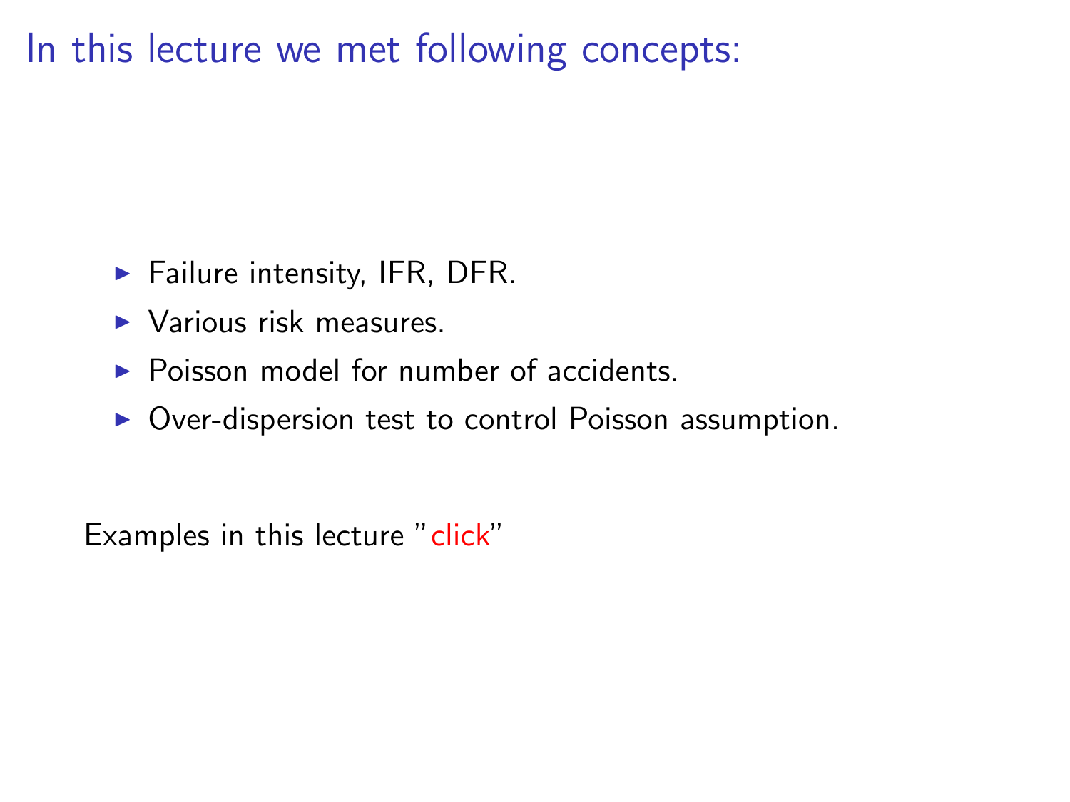# In this lecture we met following concepts:

- Failure intensity, IFR, DFR.
- Various risk measures.
- Poisson model for number of accidents.
- Over-dispersion test to control Poisson assumption.

Examples in this lecture "click"